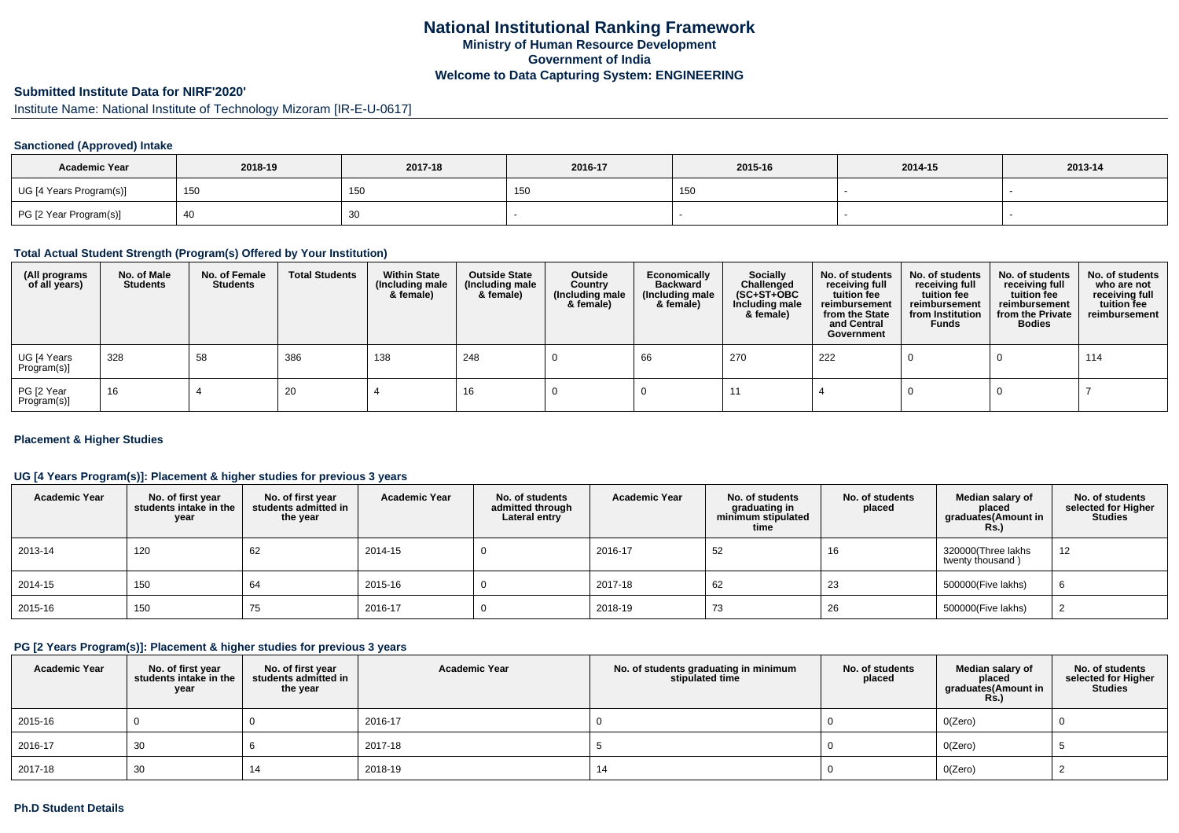# National Institutional Ranking Framework
## Ministry of Human Resource Development
## Government of India
## Welcome to Data Capturing System: ENGINEERING

### Submitted Institute Data for NIRF'2020'

Institute Name: National Institute of Technology Mizoram [IR-E-U-0617]

#### Sanctioned (Approved) Intake

| Academic Year | 2018-19 | 2017-18 | 2016-17 | 2015-16 | 2014-15 | 2013-14 |
|---|---|---|---|---|---|---|
| UG [4 Years Program(s)] | 150 | 150 | 150 | 150 | - | - |
| PG [2 Year Program(s)] | 40 | 30 | - | - | - | - |

#### Total Actual Student Strength (Program(s) Offered by Your Institution)

| (All programs of all years) | No. of Male Students | No. of Female Students | Total Students | Within State (Including male & female) | Outside State (Including male & female) | Outside Country (Including male & female) | Economically Backward (Including male & female) | Socially Challenged (SC+ST+OBC Including male & female) | No. of students receiving full tuition fee reimbursement from the State and Central Government | No. of students receiving full tuition fee reimbursement from Institution Funds | No. of students receiving full tuition fee reimbursement from the Private Bodies | No. of students who are not receiving full tuition fee reimbursement |
|---|---|---|---|---|---|---|---|---|---|---|---|---|
| UG [4 Years Program(s)] | 328 | 58 | 386 | 138 | 248 | 0 | 66 | 270 | 222 | 0 | 0 | 114 |
| PG [2 Year Program(s)] | 16 | 4 | 20 | 4 | 16 | 0 | 0 | 11 | 4 | 0 | 0 | 7 |

#### Placement & Higher Studies

#### UG [4 Years Program(s)]: Placement & higher studies for previous 3 years

| Academic Year | No. of first year students intake in the year | No. of first year students admitted in the year | Academic Year | No. of students admitted through Lateral entry | Academic Year | No. of students graduating in minimum stipulated time | No. of students placed | Median salary of placed graduates(Amount in Rs.) | No. of students selected for Higher Studies |
|---|---|---|---|---|---|---|---|---|---|
| 2013-14 | 120 | 62 | 2014-15 | 0 | 2016-17 | 52 | 16 | 320000(Three lakhs twenty thousand ) | 12 |
| 2014-15 | 150 | 64 | 2015-16 | 0 | 2017-18 | 62 | 23 | 500000(Five lakhs) | 6 |
| 2015-16 | 150 | 75 | 2016-17 | 0 | 2018-19 | 73 | 26 | 500000(Five lakhs) | 2 |

#### PG [2 Years Program(s)]: Placement & higher studies for previous 3 years

| Academic Year | No. of first year students intake in the year | No. of first year students admitted in the year | Academic Year | No. of students graduating in minimum stipulated time | No. of students placed | Median salary of placed graduates(Amount in Rs.) | No. of students selected for Higher Studies |
|---|---|---|---|---|---|---|---|
| 2015-16 | 0 | 0 | 2016-17 | 0 | 0 | 0(Zero) | 0 |
| 2016-17 | 30 | 6 | 2017-18 | 5 | 0 | 0(Zero) | 5 |
| 2017-18 | 30 | 14 | 2018-19 | 14 | 0 | 0(Zero) | 2 |

#### Ph.D Student Details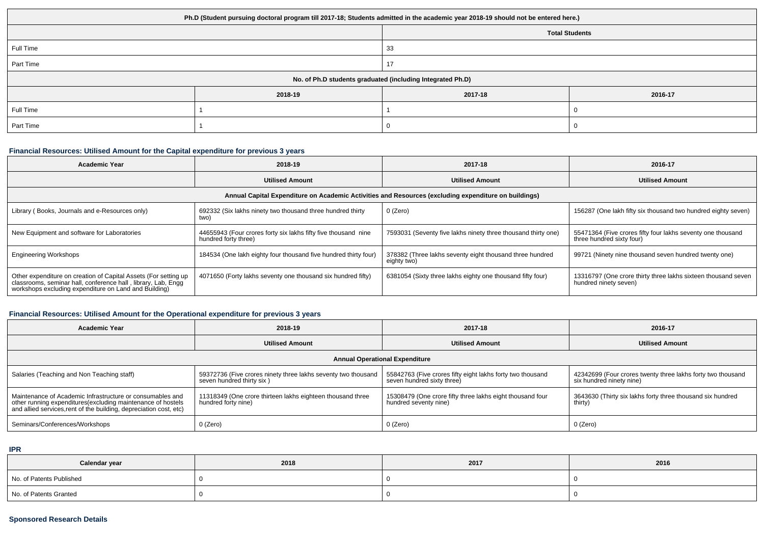| Ph.D (Student pursuing doctoral program till 2017-18; Students admitted in the academic year 2018-19 should not be entered here.) | | | |
|---|---|---|---|
| | | Total Students | |
| Full Time | | 33 | |
| Part Time | | 17 | |
| No. of Ph.D students graduated (including Integrated Ph.D) | | | |
| | 2018-19 | 2017-18 | 2016-17 |
| Full Time | 1 | 1 | 0 |
| Part Time | 1 | 0 | 0 |

### Financial Resources: Utilised Amount for the Capital expenditure for previous 3 years

| Academic Year | 2018-19 | 2017-18 | 2016-17 |
|---|---|---|---|
| | Utilised Amount | Utilised Amount | Utilised Amount |
| Annual Capital Expenditure on Academic Activities and Resources (excluding expenditure on buildings) | | | |
| Library ( Books, Journals and e-Resources only) | 692332 (Six lakhs ninety two thousand three hundred thirty two) | 0 (Zero) | 156287 (One lakh fifty six thousand two hundred eighty seven) |
| New Equipment and software for Laboratories | 44655943 (Four crores forty six lakhs fifty five thousand nine hundred forty three) | 7593031 (Seventy five lakhs ninety three thousand thirty one) | 55471364 (Five crores fifty four lakhs seventy one thousand three hundred sixty four) |
| Engineering Workshops | 184534 (One lakh eighty four thousand five hundred thirty four) | 378382 (Three lakhs seventy eight thousand three hundred eighty two) | 99721 (Ninety nine thousand seven hundred twenty one) |
| Other expenditure on creation of Capital Assets (For setting up classrooms, seminar hall, conference hall , library, Lab, Engg workshops excluding expenditure on Land and Building) | 4071650 (Forty lakhs seventy one thousand six hundred fifty) | 6381054 (Sixty three lakhs eighty one thousand fifty four) | 13316797 (One crore thirty three lakhs sixteen thousand seven hundred ninety seven) |

### Financial Resources: Utilised Amount for the Operational expenditure for previous 3 years

| Academic Year | 2018-19 | 2017-18 | 2016-17 |
|---|---|---|---|
| | Utilised Amount | Utilised Amount | Utilised Amount |
| Annual Operational Expenditure | | | |
| Salaries (Teaching and Non Teaching staff) | 59372736 (Five crores ninety three lakhs seventy two thousand seven hundred thirty six ) | 55842763 (Five crores fifty eight lakhs forty two thousand seven hundred sixty three) | 42342699 (Four crores twenty three lakhs forty two thousand six hundred ninety nine) |
| Maintenance of Academic Infrastructure or consumables and other running expenditures(excluding maintenance of hostels and allied services,rent of the building, depreciation cost, etc) | 11318349 (One crore thirteen lakhs eighteen thousand three hundred forty nine) | 15308479 (One crore fifty three lakhs eight thousand four hundred seventy nine) | 3643630 (Thirty six lakhs forty three thousand six hundred thirty) |
| Seminars/Conferences/Workshops | 0 (Zero) | 0 (Zero) | 0 (Zero) |

### IPR

| Calendar year | 2018 | 2017 | 2016 |
|---|---|---|---|
| No. of Patents Published | 0 | 0 | 0 |
| No. of Patents Granted | 0 | 0 | 0 |

### Sponsored Research Details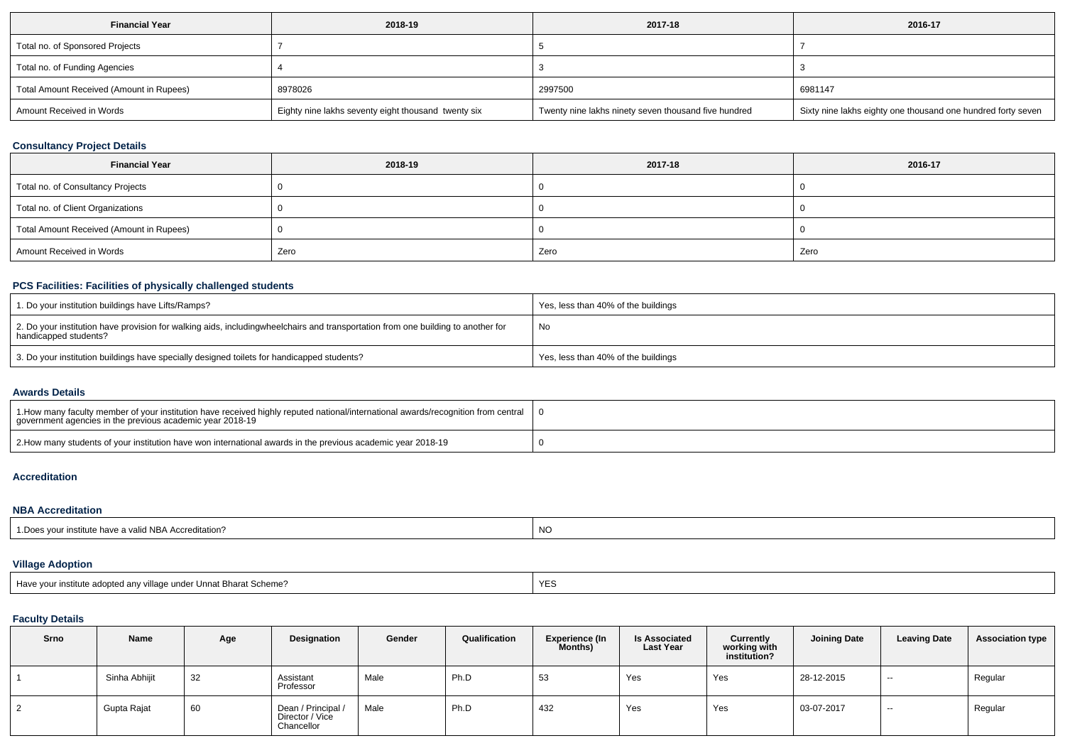| Financial Year | 2018-19 | 2017-18 | 2016-17 |
|---|---|---|---|
| Total no. of Sponsored Projects | 7 | 5 | 7 |
| Total no. of Funding Agencies | 4 | 3 | 3 |
| Total Amount Received (Amount in Rupees) | 8978026 | 2997500 | 6981147 |
| Amount Received in Words | Eighty nine lakhs seventy eight thousand twenty six | Twenty nine lakhs ninety seven thousand five hundred | Sixty nine lakhs eighty one thousand one hundred forty seven |

### Consultancy Project Details

| Financial Year | 2018-19 | 2017-18 | 2016-17 |
|---|---|---|---|
| Total no. of Consultancy Projects | 0 | 0 | 0 |
| Total no. of Client Organizations | 0 | 0 | 0 |
| Total Amount Received (Amount in Rupees) | 0 | 0 | 0 |
| Amount Received in Words | Zero | Zero | Zero |

### PCS Facilities: Facilities of physically challenged students

| | |
|---|---|
| 1. Do your institution buildings have Lifts/Ramps? | Yes, less than 40% of the buildings |
| 2. Do your institution have provision for walking aids, includingwheelchairs and transportation from one building to another for handicapped students? | No |
| 3. Do your institution buildings have specially designed toilets for handicapped students? | Yes, less than 40% of the buildings |

### Awards Details

| | |
|---|---|
| 1.How many faculty member of your institution have received highly reputed national/international awards/recognition from central government agencies in the previous academic year 2018-19 | 0 |
| 2.How many students of your institution have won international awards in the previous academic year 2018-19 | 0 |

### Accreditation

### NBA Accreditation

| | |
|---|---|
| 1.Does your institute have a valid NBA Accreditation? | NO |

### Village Adoption

| | |
|---|---|
| Have your institute adopted any village under Unnat Bharat Scheme? | YES |

### Faculty Details

| Srno | Name | Age | Designation | Gender | Qualification | Experience (In Months) | Is Associated Last Year | Currently working with institution? | Joining Date | Leaving Date | Association type |
|---|---|---|---|---|---|---|---|---|---|---|---|
| 1 | Sinha Abhijit | 32 | Assistant Professor | Male | Ph.D | 53 | Yes | Yes | 28-12-2015 | -- | Regular |
| 2 | Gupta Rajat | 60 | Dean / Principal / Director / Vice Chancellor | Male | Ph.D | 432 | Yes | Yes | 03-07-2017 | -- | Regular |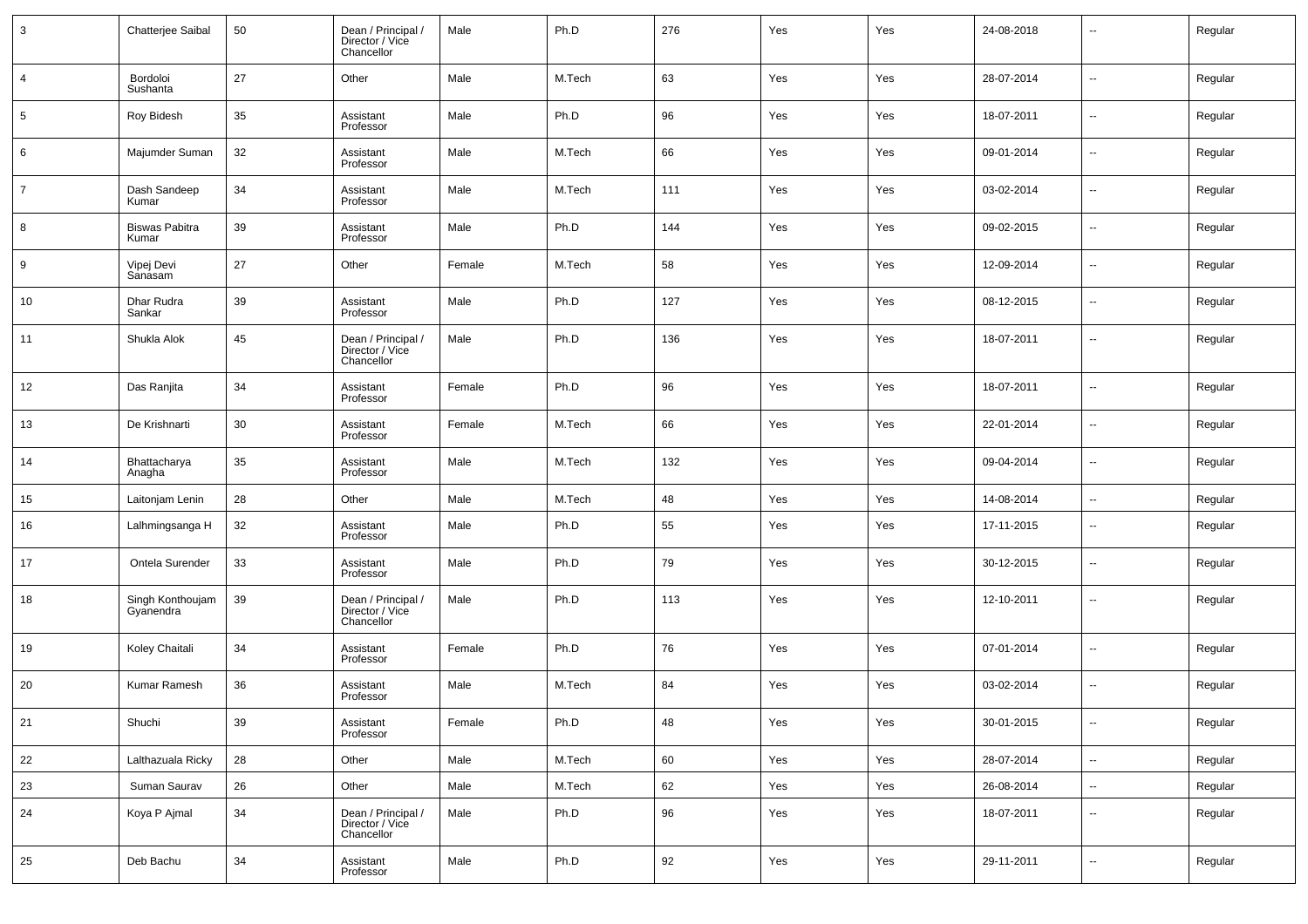| 3 | Chatterjee Saibal | 50 | Dean / Principal / Director / Vice Chancellor | Male | Ph.D | 276 | Yes | Yes | 24-08-2018 | -- | Regular |
|---|---|---|---|---|---|---|---|---|---|---|---|
| 4 | Bordoloi Sushanta | 27 | Other | Male | M.Tech | 63 | Yes | Yes | 28-07-2014 | -- | Regular |
| 5 | Roy Bidesh | 35 | Assistant Professor | Male | Ph.D | 96 | Yes | Yes | 18-07-2011 | -- | Regular |
| 6 | Majumder Suman | 32 | Assistant Professor | Male | M.Tech | 66 | Yes | Yes | 09-01-2014 | -- | Regular |
| 7 | Dash Sandeep Kumar | 34 | Assistant Professor | Male | M.Tech | 111 | Yes | Yes | 03-02-2014 | -- | Regular |
| 8 | Biswas Pabitra Kumar | 39 | Assistant Professor | Male | Ph.D | 144 | Yes | Yes | 09-02-2015 | -- | Regular |
| 9 | Vipej Devi Sanasam | 27 | Other | Female | M.Tech | 58 | Yes | Yes | 12-09-2014 | -- | Regular |
| 10 | Dhar Rudra Sankar | 39 | Assistant Professor | Male | Ph.D | 127 | Yes | Yes | 08-12-2015 | -- | Regular |
| 11 | Shukla Alok | 45 | Dean / Principal / Director / Vice Chancellor | Male | Ph.D | 136 | Yes | Yes | 18-07-2011 | -- | Regular |
| 12 | Das Ranjita | 34 | Assistant Professor | Female | Ph.D | 96 | Yes | Yes | 18-07-2011 | -- | Regular |
| 13 | De Krishnarti | 30 | Assistant Professor | Female | M.Tech | 66 | Yes | Yes | 22-01-2014 | -- | Regular |
| 14 | Bhattacharya Anagha | 35 | Assistant Professor | Male | M.Tech | 132 | Yes | Yes | 09-04-2014 | -- | Regular |
| 15 | Laitonjam Lenin | 28 | Other | Male | M.Tech | 48 | Yes | Yes | 14-08-2014 | -- | Regular |
| 16 | Lalhmingsanga H | 32 | Assistant Professor | Male | Ph.D | 55 | Yes | Yes | 17-11-2015 | -- | Regular |
| 17 | Ontela Surender | 33 | Assistant Professor | Male | Ph.D | 79 | Yes | Yes | 30-12-2015 | -- | Regular |
| 18 | Singh Konthoujam Gyanendra | 39 | Dean / Principal / Director / Vice Chancellor | Male | Ph.D | 113 | Yes | Yes | 12-10-2011 | -- | Regular |
| 19 | Koley Chaitali | 34 | Assistant Professor | Female | Ph.D | 76 | Yes | Yes | 07-01-2014 | -- | Regular |
| 20 | Kumar Ramesh | 36 | Assistant Professor | Male | M.Tech | 84 | Yes | Yes | 03-02-2014 | -- | Regular |
| 21 | Shuchi | 39 | Assistant Professor | Female | Ph.D | 48 | Yes | Yes | 30-01-2015 | -- | Regular |
| 22 | Lalthazuala Ricky | 28 | Other | Male | M.Tech | 60 | Yes | Yes | 28-07-2014 | -- | Regular |
| 23 | Suman Saurav | 26 | Other | Male | M.Tech | 62 | Yes | Yes | 26-08-2014 | -- | Regular |
| 24 | Koya P Ajmal | 34 | Dean / Principal / Director / Vice Chancellor | Male | Ph.D | 96 | Yes | Yes | 18-07-2011 | -- | Regular |
| 25 | Deb Bachu | 34 | Assistant Professor | Male | Ph.D | 92 | Yes | Yes | 29-11-2011 | -- | Regular |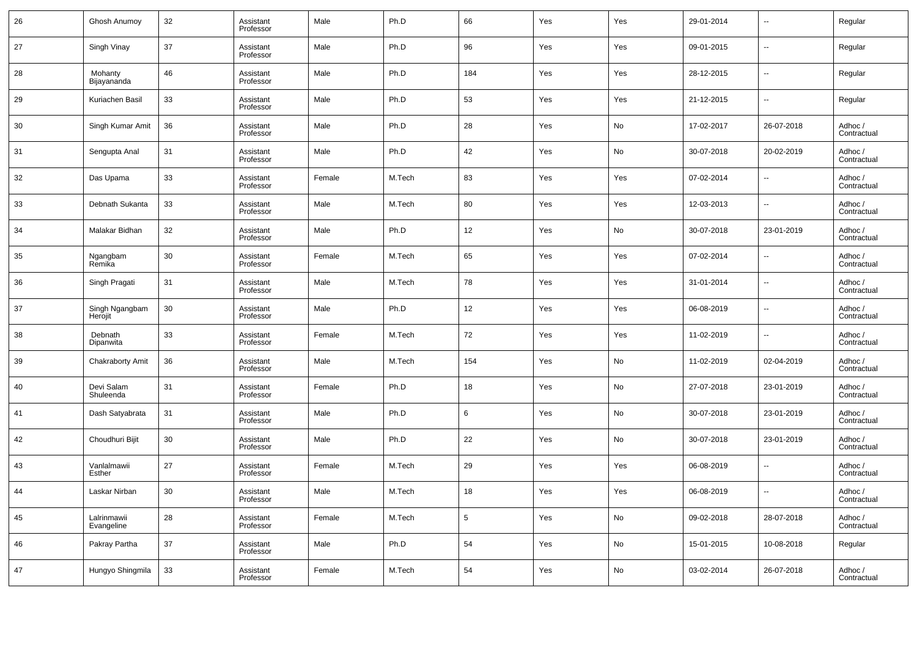| | | | | | | | | | | | |
|---|---|---|---|---|---|---|---|---|---|---|---|
| 26 | Ghosh Anumoy | 32 | Assistant Professor | Male | Ph.D | 66 | Yes | Yes | 29-01-2014 | -- | Regular |
| 27 | Singh Vinay | 37 | Assistant Professor | Male | Ph.D | 96 | Yes | Yes | 09-01-2015 | -- | Regular |
| 28 | Mohanty Bijayananda | 46 | Assistant Professor | Male | Ph.D | 184 | Yes | Yes | 28-12-2015 | -- | Regular |
| 29 | Kuriachen Basil | 33 | Assistant Professor | Male | Ph.D | 53 | Yes | Yes | 21-12-2015 | -- | Regular |
| 30 | Singh Kumar Amit | 36 | Assistant Professor | Male | Ph.D | 28 | Yes | No | 17-02-2017 | 26-07-2018 | Adhoc / Contractual |
| 31 | Sengupta Anal | 31 | Assistant Professor | Male | Ph.D | 42 | Yes | No | 30-07-2018 | 20-02-2019 | Adhoc / Contractual |
| 32 | Das Upama | 33 | Assistant Professor | Female | M.Tech | 83 | Yes | Yes | 07-02-2014 | -- | Adhoc / Contractual |
| 33 | Debnath Sukanta | 33 | Assistant Professor | Male | M.Tech | 80 | Yes | Yes | 12-03-2013 | -- | Adhoc / Contractual |
| 34 | Malakar Bidhan | 32 | Assistant Professor | Male | Ph.D | 12 | Yes | No | 30-07-2018 | 23-01-2019 | Adhoc / Contractual |
| 35 | Ngangbam Remika | 30 | Assistant Professor | Female | M.Tech | 65 | Yes | Yes | 07-02-2014 | -- | Adhoc / Contractual |
| 36 | Singh Pragati | 31 | Assistant Professor | Male | M.Tech | 78 | Yes | Yes | 31-01-2014 | -- | Adhoc / Contractual |
| 37 | Singh Ngangbam Herojit | 30 | Assistant Professor | Male | Ph.D | 12 | Yes | Yes | 06-08-2019 | -- | Adhoc / Contractual |
| 38 | Debnath Dipanwita | 33 | Assistant Professor | Female | M.Tech | 72 | Yes | Yes | 11-02-2019 | -- | Adhoc / Contractual |
| 39 | Chakraborty Amit | 36 | Assistant Professor | Male | M.Tech | 154 | Yes | No | 11-02-2019 | 02-04-2019 | Adhoc / Contractual |
| 40 | Devi Salam Shuleenda | 31 | Assistant Professor | Female | Ph.D | 18 | Yes | No | 27-07-2018 | 23-01-2019 | Adhoc / Contractual |
| 41 | Dash Satyabrata | 31 | Assistant Professor | Male | Ph.D | 6 | Yes | No | 30-07-2018 | 23-01-2019 | Adhoc / Contractual |
| 42 | Choudhuri Bijit | 30 | Assistant Professor | Male | Ph.D | 22 | Yes | No | 30-07-2018 | 23-01-2019 | Adhoc / Contractual |
| 43 | Vanlalmawii Esther | 27 | Assistant Professor | Female | M.Tech | 29 | Yes | Yes | 06-08-2019 | -- | Adhoc / Contractual |
| 44 | Laskar Nirban | 30 | Assistant Professor | Male | M.Tech | 18 | Yes | Yes | 06-08-2019 | -- | Adhoc / Contractual |
| 45 | Lalrinmawii Evangeline | 28 | Assistant Professor | Female | M.Tech | 5 | Yes | No | 09-02-2018 | 28-07-2018 | Adhoc / Contractual |
| 46 | Pakray Partha | 37 | Assistant Professor | Male | Ph.D | 54 | Yes | No | 15-01-2015 | 10-08-2018 | Regular |
| 47 | Hungyo Shingmila | 33 | Assistant Professor | Female | M.Tech | 54 | Yes | No | 03-02-2014 | 26-07-2018 | Adhoc / Contractual |